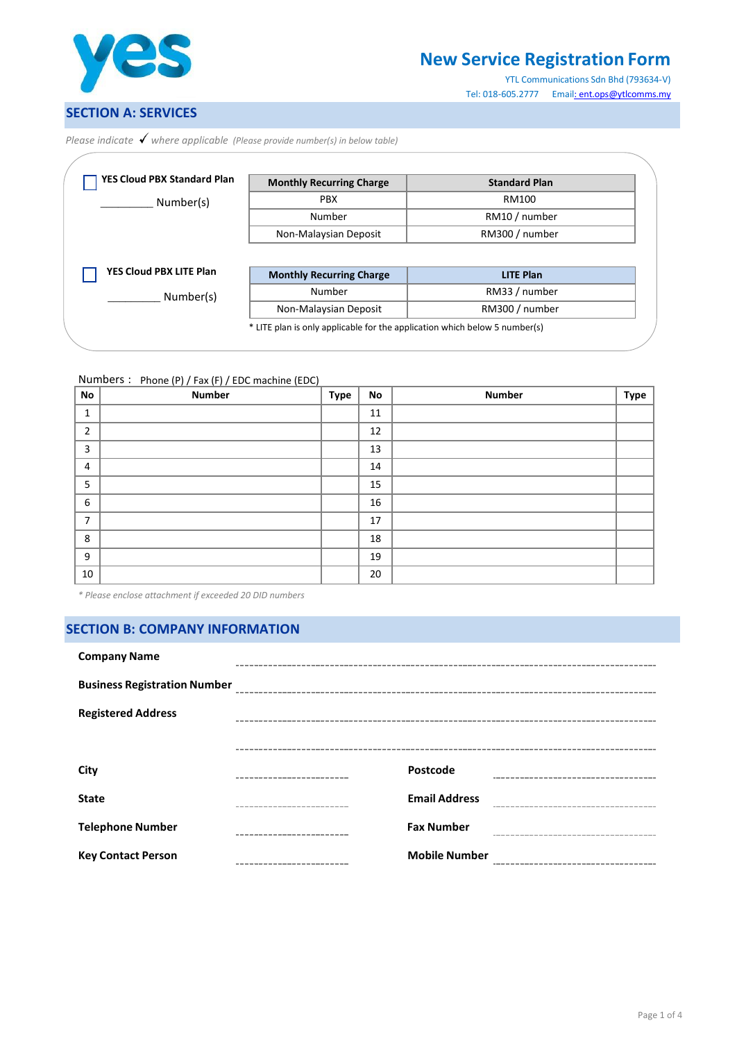# New Service Registration Form

YTL Communications Sdn Bhd (793634-V)

Tel: 018-605.2777 Email: ent.ops@ytlcomms.my

## SECTION A: SERVICES

*Please indicate ✓ where applicable (Please provide number(s) in below table)*

☐ **YES Cloud PBX Standard Plan**

_________ Number(s)

| Monthly Recurring Charge | Standard Plan |
|---|---|
| PBX | RM100 |
| Number | RM10 / number |
| Non-Malaysian Deposit | RM300 / number |

☐ **YES Cloud PBX LITE Plan**

_________ Number(s)

| Monthly Recurring Charge | LITE Plan |
|---|---|
| Number | RM33 / number |
| Non-Malaysian Deposit | RM300 / number |

* LITE plan is only applicable for the application which below 5 number(s)

Numbers : Phone (P) / Fax (F) / EDC machine (EDC)

| No | Number | Type | No | Number | Type |
|---|---|---|---|---|---|
| 1 | | | 11 | | |
| 2 | | | 12 | | |
| 3 | | | 13 | | |
| 4 | | | 14 | | |
| 5 | | | 15 | | |
| 6 | | | 16 | | |
| 7 | | | 17 | | |
| 8 | | | 18 | | |
| 9 | | | 19 | | |
| 10 | | | 20 | | |

*\* Please enclose attachment if exceeded 20 DID numbers*

## SECTION B: COMPANY INFORMATION

**Company Name** ------------------------------------------------

**Business Registration Number** ------------------------------------------------

**Registered Address** ------------------------------------------------

------------------------------------------------

**City** ------------------------ **Postcode** ------------------------

**State** ------------------------ **Email Address** ------------------------

**Telephone Number** ------------------------ **Fax Number** ------------------------

**Key Contact Person** ------------------------ **Mobile Number** ------------------------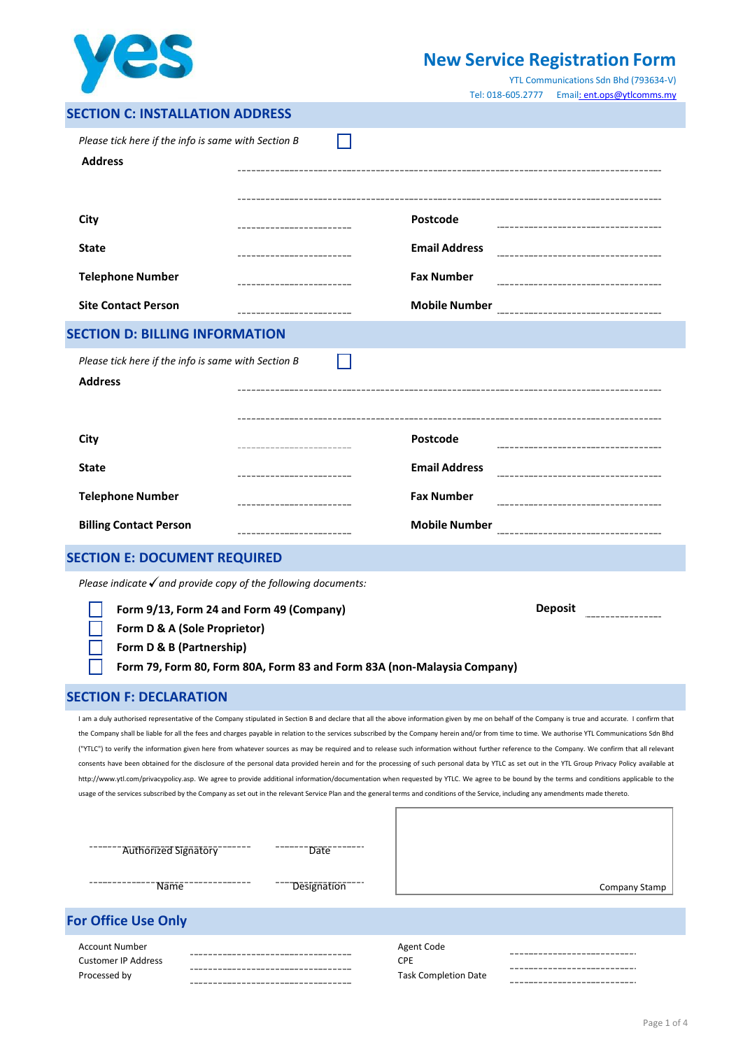# New Service Registration Form

YTL Communications Sdn Bhd (793634-V)
Tel: 018-605.2777 Email: ent.ops@ytlcomms.my

## SECTION C: INSTALLATION ADDRESS

*Please tick here if the info is same with Section B* ☐

**Address** ________________________________________

________________________________________

| | | | |
|---|---|---|---|
| **City** | ____________ | **Postcode** | ____________ |
| **State** | ____________ | **Email Address** | ____________ |
| **Telephone Number** | ____________ | **Fax Number** | ____________ |
| **Site Contact Person** | ____________ | **Mobile Number** | ____________ |

## SECTION D: BILLING INFORMATION

*Please tick here if the info is same with Section B* ☐

**Address** ________________________________________

________________________________________

| | | | |
|---|---|---|---|
| **City** | ____________ | **Postcode** | ____________ |
| **State** | ____________ | **Email Address** | ____________ |
| **Telephone Number** | ____________ | **Fax Number** | ____________ |
| **Billing Contact Person** | ____________ | **Mobile Number** | ____________ |

## SECTION E: DOCUMENT REQUIRED

*Please indicate ✓ and provide copy of the following documents:*

- ☐ **Form 9/13, Form 24 and Form 49 (Company)**
- ☐ **Form D & A (Sole Proprietor)**
- ☐ **Form D & B (Partnership)**
- ☐ **Form 79, Form 80, Form 80A, Form 83 and Form 83A (non-Malaysia Company)**

**Deposit** ____________

## SECTION F: DECLARATION

I am a duly authorised representative of the Company stipulated in Section B and declare that all the above information given by me on behalf of the Company is true and accurate. I confirm that the Company shall be liable for all the fees and charges payable in relation to the services subscribed by the Company herein and/or from time to time. We authorise YTL Communications Sdn Bhd ("YTLC") to verify the information given here from whatever sources as may be required and to release such information without further reference to the Company. We confirm that all relevant consents have been obtained for the disclosure of the personal data provided herein and for the processing of such personal data by YTLC as set out in the YTL Group Privacy Policy available at http://www.ytl.com/privacypolicy.asp. We agree to provide additional information/documentation when requested by YTLC. We agree to be bound by the terms and conditions applicable to the usage of the services subscribed by the Company as set out in the relevant Service Plan and the general terms and conditions of the Service, including any amendments made thereto.

____________________ Authorized Signatory ____________ Date

____________________ Name ____________ Designation

Company Stamp

## For Office Use Only

| | | | |
|---|---|---|---|
| Account Number | ____________ | Agent Code | ____________ |
| Customer IP Address | ____________ | CPE | ____________ |
| Processed by | ____________ | Task Completion Date | ____________ |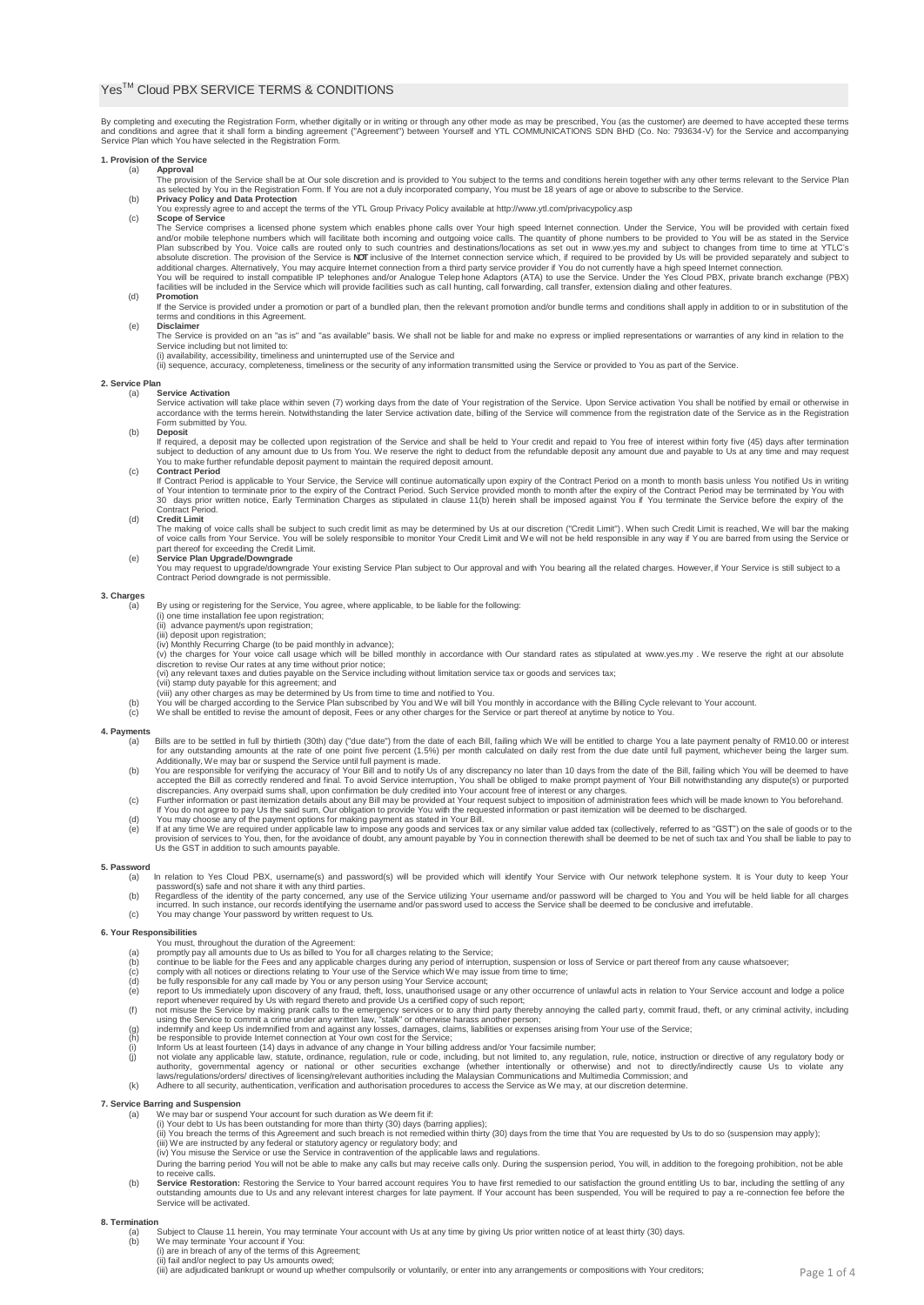# Yes™ Cloud PBX SERVICE TERMS & CONDITIONS

By completing and executing the Registration Form, whether digitally or in writing or through any other mode as may be prescribed, You (as the customer) are deemed to have accepted these terms and conditions and agree that it shall form a binding agreement ("Agreement") between Yourself and YTL COMMUNICATIONS SDN BHD (Co. No: 793634-V) for the Service and accompanying Service Plan which You have selected in the Registration Form.

## 1. Provision of the Service

(a) **Approval**
The provision of the Service shall be at Our sole discretion and is provided to You subject to the terms and conditions herein together with any other terms relevant to the Service Plan as selected by You in the Registration Form. If You are not a duly incorporated company, You must be 18 years of age or above to subscribe to the Service.

(b) **Privacy Policy and Data Protection**
You expressly agree to and accept the terms of the YTL Group Privacy Policy available at http://www.ytl.com/privacypolicy.asp

(c) **Scope of Service**
The Service comprises a licensed phone system which enables phone calls over Your high speed Internet connection. Under the Service, You will be provided with certain fixed and/or mobile telephone numbers which will facilitate both incoming and outgoing voice calls. The quantity of phone numbers to be provided to You will be as stated in the Service Plan subscribed by You. Voice calls are routed only to such countries and destinations/locations as set out in www.yes.my and subject to changes from time to time at YTLC's absolute discretion. The provision of the Service is **NOT** inclusive of the Internet connection service which, if required to be provided by Us will be provided separately and subject to additional charges. Alternatively, You may acquire Internet connection from a third party service provider if You do not currently have a high speed Internet connection.
You will be required to install compatible IP telephones and/or Analogue Telephone Adaptors (ATA) to use the Service. Under the Yes Cloud PBX, private branch exchange (PBX) facilities will be included in the Service which will provide facilities such as call hunting, call forwarding, call transfer, extension dialing and other features.

(d) **Promotion**
If the Service is provided under a promotion or part of a bundled plan, then the relevant promotion and/or bundle terms and conditions shall apply in addition to or in substitution of the terms and conditions in this Agreement.

(e) **Disclaimer**
The Service is provided on an "as is" and "as available" basis. We shall not be liable for and make no express or implied representations or warranties of any kind in relation to the Service including but not limited to:
(i) availability, accessibility, timeliness and uninterrupted use of the Service and
(ii) sequence, accuracy, completeness, timeliness or the security of any information transmitted using the Service or provided to You as part of the Service.

## 2. Service Plan

(a) **Service Activation**
Service activation will take place within seven (7) working days from the date of Your registration of the Service. Upon Service activation You shall be notified by email or otherwise in accordance with the terms herein. Notwithstanding the later Service activation date, billing of the Service will commence from the registration date of the Service as in the Registration Form submitted by You.

(b) **Deposit**
If required, a deposit may be collected upon registration of the Service and shall be held to Your credit and repaid to You free of interest within forty five (45) days after termination subject to deduction of any amount due to Us from You. We reserve the right to deduct from the refundable deposit any amount due and payable to Us at any time and may request You to make further refundable deposit payment to maintain the required deposit amount.

(c) **Contract Period**
If Contract Period is applicable to Your Service, the Service will continue automatically upon expiry of the Contract Period on a month to month basis unless You notified Us in writing of Your intention to terminate prior to the expiry of the Contract Period. Such Service provided month to month after the expiry of the Contract Period may be terminated by You with 30 days prior written notice, Early Termination Charges as stipulated in clause 11(b) herein shall be imposed against You if You terminate the Service before the expiry of the Contract Period.

(d) **Credit Limit**
The making of voice calls shall be subject to such credit limit as may be determined by Us at our discretion ("Credit Limit"). When such Credit Limit is reached, We will bar the making of voice calls from Your Service. You will be solely responsible to monitor Your Credit Limit and We will not be held responsible in any way if You are barred from using the Service or part thereof for exceeding the Credit Limit.

(e) **Service Plan Upgrade/Downgrade**
You may request to upgrade/downgrade Your existing Service Plan subject to Our approval and with You bearing all the related charges. However, if Your Service is still subject to a Contract Period downgrade is not permissible.

## 3. Charges

(a) By using or registering for the Service, You agree, where applicable, to be liable for the following:
(i) one time installation fee upon registration;
(ii) advance payment/s upon registration;
(iii) deposit upon registration;
(iv) Monthly Recurring Charge (to be paid monthly in advance);
(v) the charges for Your voice call usage which will be billed monthly in accordance with Our standard rates as stipulated at www.yes.my . We reserve the right at our absolute discretion to revise Our rates at any time without prior notice;
(vi) any relevant taxes and duties payable on the Service including without limitation service tax or goods and services tax;
(vii) stamp duty payable for this agreement; and
(viii) any other charges as may be determined by Us from time to time and notified to You.

(b) You will be charged according to the Service Plan subscribed by You and We will bill You monthly in accordance with the Billing Cycle relevant to Your account.

(c) We shall be entitled to revise the amount of deposit, Fees or any other charges for the Service or part thereof at anytime by notice to You.

## 4. Payments

(a) Bills are to be settled in full by thirtieth (30th) day ("due date") from the date of each Bill, failing which We will be entitled to charge You a late payment penalty of RM10.00 or interest for any outstanding amounts at the rate of one point five percent (1.5%) per month calculated on daily rest from the due date until full payment, whichever being the larger sum. Additionally, We may bar or suspend the Service until full payment is made.

(b) You are responsible for verifying the accuracy of Your Bill and to notify Us of any discrepancy no later than 10 days from the date of the Bill, failing which You will be deemed to have accepted the Bill as correctly rendered and final. To avoid Service interruption, You shall be obliged to make prompt payment of Your Bill notwithstanding any dispute(s) or purported discrepancies. Any overpaid sums shall, upon confirmation be duly credited into Your account free of interest or any charges.

(c) Further information or past itemization details about any Bill may be provided at Your request subject to imposition of administration fees which will be made known to You beforehand. If You do not agree to pay Us the said sum, Our obligation to provide You with the requested information or past itemization will be deemed to be discharged.

(d) You may choose any of the payment options for making payment as stated in Your Bill.

(e) If at any time We are required under applicable law to impose any goods and services tax or any similar value added tax (collectively, referred to as "GST") on the sale of goods or to the provision of services to You, then, for the avoidance of doubt, any amount payable by You in connection therewith shall be deemed to be net of such tax and You shall be liable to pay to Us the GST in addition to such amounts payable.

## 5. Password

(a) In relation to Yes Cloud PBX, username(s) and password(s) will be provided which will identify Your Service with Our network telephone system. It is Your duty to keep Your password(s) safe and not share it with any third parties.

(b) Regardless of the identity of the party concerned, any use of the Service utilizing Your username and/or password will be charged to You and You will be held liable for all charges incurred. In such instance, our records identifying the username and/or password used to access the Service shall be deemed to be conclusive and irrefutable.

(c) You may change Your password by written request to Us.

## 6. Your Responsibilities

You must, throughout the duration of the Agreement:

(a) promptly pay all amounts due to Us as billed to You for all charges relating to the Service;
(b) continue to be liable for the Fees and any applicable charges during any period of interruption, suspension or loss of Service or part thereof from any cause whatsoever;
(c) comply with all notices or directions relating to Your use of the Service which We may issue from time to time;
(d) be fully responsible for any call made by You or any person using Your Service account;
(e) report to Us immediately upon discovery of any fraud, theft, loss, unauthorised usage or any other occurrence of unlawful acts in relation to Your Service account and lodge a police report whenever required by Us with regard thereto and provide Us a certified copy of such report;
(f) not misuse the Service by making prank calls to the emergency services or to any third party thereby annoying the called party, commit fraud, theft, or any criminal activity, including using the Service to commit a crime under any written law, "stalk" or otherwise harass another person;
(g) indemnify and keep Us indemnified from and against any loss, damages, claims, liabilities or expenses arising from Your use of the Service;
(h) be responsible to provide Internet connection at Your own cost for the Service;
(i) Inform Us at least fourteen (14) days in advance of any change in Your billing address and/or Your facsimile number;
(j) not violate any applicable law, statute, ordinance, regulation, rule or code, including, but not limited to, any regulation, rule, notice, instruction or directive of any regulatory body or authority, governmental agency or national or other securities exchange (whether intentionally or otherwise) and not to directly/indirectly cause Us to violate any laws/regulations/orders/ directives of licensing/relevant authorities including the Malaysian Communications and Multimedia Commission; and
(k) Adhere to all security, authentication, verification and authorisation procedures to access the Service as We may, at our discretion determine.

## 7. Service Barring and Suspension

(a) We may bar or suspend Your account for such duration as We deem fit if:
(i) Your debt to Us has been outstanding for more than thirty (30) days (barring applies);
(ii) You breach the terms of this Agreement and such breach is not remedied within thirty (30) days from the time that You are requested by Us to do so (suspension may apply);
(iii) We are instructed by any federal or statutory agency or regulatory body; and
(iv) You misuse the Service or use the Service in contravention of the applicable laws and regulations.
During the barring period You will not be able to make any calls but may receive calls only. During the suspension period, You will, in addition to the foregoing prohibition, not be able to receive calls.

(b) **Service Restoration:** Restoring the Service to Your barred account requires You to have first remedied to our satisfaction the ground entitling Us to bar, including the settling of any outstanding amounts due to Us and any relevant interest charges for late payment. If Your account has been suspended, You will be required to pay a re-connection fee before the Service will be activated.

## 8. Termination

(a) Subject to Clause 11 herein, You may terminate Your account with Us at any time by giving Us prior written notice of at least thirty (30) days.

(b) We may terminate Your account if You:
(i) are in breach of any of the terms of this Agreement;
(ii) fail and/or neglect to pay Us amounts owed;
(iii) are adjudicated bankrupt or wound up whether compulsorily or voluntarily, or enter into any arrangements or compositions with Your creditors;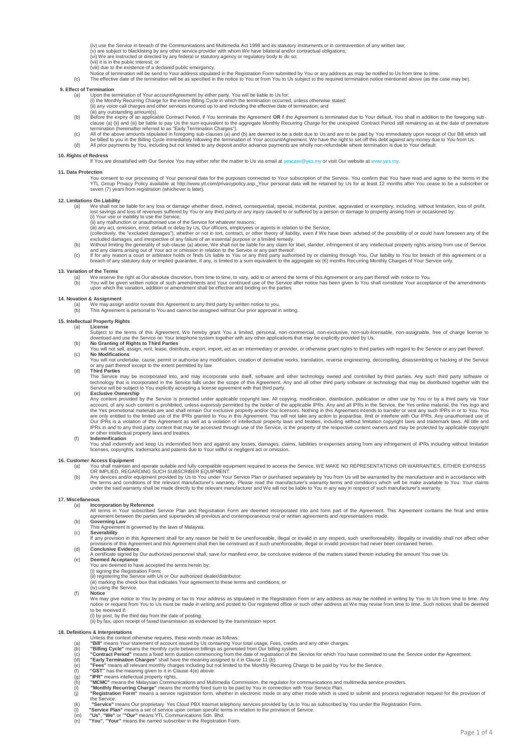(iv) use the Service in breach of the Communications and Multimedia Act 1998 and its statutory instruments or in contravention of any written law;
(v) are subject to blacklisting by any other service provider with whom We have bilateral and/or contractual obligations;
(vi) We are instructed or directed by any federal or statutory agency or regulatory body to do so;
(vii) it is in the public interest; or
(viii) due to the existence of a declared public emergency.
Notice of termination will be send to Your address stipulated in the Registration Form submitted by You or any address as may be notified to Us from time to time.

(c) The effective date of the termination will be as specified in the notice to You or from You to Us subject to the required termination notice mentioned above (as the case may be).

## 9. Effect of Termination

(a) Upon the termination of Your account/Agreement by either party, You will be liable to Us for:
(i) the Monthly Recurring Charge for the entire Billing Cycle in which the termination occurred, unless otherwise stated;
(ii) any voice call charges and other services incurred up to and including the effective date of termination; and
(iii) any outstanding amount(s).

(b) Before the expiry of an applicable Contract Period, if You terminate the Agreement **OR** if the Agreement is terminated due to Your default, You shall in addition to the foregoing sub-clause (a) (ii) and (iii) be liable to pay Us the sum equivalent to the aggregate Monthly Recurring Charge for the unexpired Contract Period still remaining as at the date of premature termination (hereinafter referred to as "Early Termination Charges").

(c) All of the above amounts stipulated in foregoing sub-clauses (a) and (b) are deemed to be a debt due to Us and are to be paid by You immediately upon receipt of Our Bill which will be billed to you in the Billing Cycle immediately following the termination of Your account/Agreement. We have the right to set off this debt against any money due to You from Us.

(d) All prior payments by You, including but not limited to any deposit and/or advance payments are wholly non-refundable where termination is due to Your default.

## 10. Rights of Redress

If You are dissatisfied with Our Service You may either refer the matter to Us via email at yescare@yes.my or visit Our website at www.yes.my.

## 11. Data Protection

You consent to our processing of Your personal data for the purposes connected to Your subscription of the Service. You confirm that You have read and agree to the terms in the YTL Group Privacy Policy available at http://www.ytl.com/privacypolicy.asp. Your personal data will be retained by Us for at least 12 months after You cease to be a subscriber or seven (7) years from registration (whichever is later).

## 12. Limitations On Liability

(a) We shall not be liable for any loss or damage whether direct, indirect, consequential, special, incidental, punitive, aggravated or exemplary, including, without limitation, loss of profit, lost savings and loss of revenues suffered by You or any third party or any injury caused to or suffered by a person or damage to property arising from or occasioned by:
(i) Your use or inability to use the Service;
(ii) any malfunction or unauthorised use of the Service for whatever reasons;
(iii) any act, omission, error, default or delay by Us, Our officers, employees or agents in relation to the Service;
(collectively, the "excluded damages"), whether or not in tort, contract, or other theory of liability, even if We have been advised of the possibility of or could have foreseen any of the excluded damages, and irrespective of any failure of an essential purpose or a limited remedy.

(b) Without limiting the generality of sub-clause (a) above, We shall not be liable for any claim for libel, slander, infringement of any intellectual property rights arising from use of Service and any claims arising out of Your act or omission in relation to the Service or any part thereof.

(c) If for any reason a court or arbitrator holds or finds Us liable to You or any third party authorised by You or claiming through You, Our liability to You for breach of this agreement or a breach of any statutory duty or implied guarantee, if any, is limited to a sum equivalent to the aggregate six (6) months Recurring Monthly Charges of Your Service only.

## 13. Variation of the Terms

(a) We reserve the right at Our absolute discretion, from time to time, to vary, add to or amend the terms of this Agreement or any part thereof with notice to You.

(b) You will be given written notice of such amendments and Your continued use of the Service after notice has been given to You shall constitute Your acceptance of the amendments upon which the variation, addition or amendment shall be effective and binding on the parties.

## 14. Novation & Assignment

(a) We may assign and/or novate this Agreement to any third party by written notice to you.

(b) This Agreement is personal to You and cannot be assigned without Our prior approval in writing.

## 15. Intellectual Property Rights

(a) **License**
Subject to the terms of this Agreement, We hereby grant You a limited, personal, non-commercial, non-exclusive, non-sub-licensable, non-assignable, free of charge license to download and use the Service on Your telephone system together with any other applications that may be explicitly provided by Us.

(b) **No Granting of Rights to Third Parties**
You will not sell, assign, rent, lease, distribute, export, import, act as an intermediary or provider, or otherwise grant rights to third parties with regard to the Service or any part thereof.

(c) **No Modifications**
You will not undertake, cause, permit or authorise any modification, creation of derivative works, translation, reverse engineering, decompiling, disassembling or hacking of the Service or any part thereof except to the extent permitted by law.

(d) **Third Parties**
The Service may be incorporated into, and may incorporate unto itself, software and other technology owned and controlled by third parties. Any such third party software or technology that is incorporated in the Service falls under the scope of this Agreement. Any and all other third party software or technology that may be distributed together with the Service will be subject to You explicitly accepting a license agreement with that third party.

(e) **Exclusive Ownership**
Any content provided by the Service is protected under applicable copyright law. All copying, modification, distribution, publication or other use by You or by a third party via Your account, of any such content is prohibited, unless expressly permitted by the holder of the applicable IPRs. Any and all IPRs in the Service, the Yes online material, the Yes logo and the Yes promotional materials are and shall remain Our exclusive property and/or Our licensors. Nothing in this Agreement intends to transfer or vest any such IPRs in or to You. You are only entitled to the limited use of the IPRs granted to You in this Agreement. You will not take any action to jeopardise, limit or interfere with Our IPRs. Any unauthorised use of Our IPRs is a violation of this Agreement as well as a violation of intellectual property laws and treaties, including without limitation copyright laws and trademark laws. All title and IPRs in and to any third party content that may be accessed through use of the Service, is the property of the respective content owners and may be protected by applicable copyright or other intellectual property laws and treaties.

(f) **Indemnification**
You shall indemnify and keep Us indemnified from and against any losses, damages, claims, liabilities or expenses arising from any infringement of IPRs including without limitation licenses, copyrights, trademarks and patents due to Your willful or negligent act or omission.

## 16. Customer Access Equipment

(a) You shall maintain and operate suitable and fully compatible equipment required to access the Service. WE MAKE NO REPRESENTATIONS OR WARRANTIES, EITHER EXPRESS OR IMPLIED, REGARDING SUCH SUBSCRIBER EQUIPMENT.

(b) Any devices and/or equipment provided by Us to You under Your Service Plan or purchased separately by You from Us will be warranted by the manufacturer and in accordance with the terms and conditions of the relevant manufacturer's warranty. Please read the manufacturer's warranty terms and conditions which will be make available to You. Your claims under the said warranty shall be made directly to the relevant manufacturer and We will not be liable to You in any way in respect of such manufacturer's warranty.

## 17. Miscellaneous

(a) **Incorporation by Reference**
All terms in Your subscribed Service Plan and Registration Form are deemed incorporated into and form part of the Agreement. This Agreement contains the final and entire agreement between the parties and supersedes all previous and contemporaneous oral or written agreements and representations made.

(b) **Governing Law**
This Agreement is governed by the laws of Malaysia.

(c) **Severability**
If any provision in this Agreement shall for any reason be held to be unenforceable, illegal or invalid in any respect, such unenforceability, illegality or invalidity shall not affect other provisions of this Agreement and this Agreement shall then be construed as if such unenforceable, illegal or invalid provision had never been contained herein.

(d) **Conclusive Evidence**
A certificate signed by Our authorized personnel shall, save for manifest error, be conclusive evidence of the matters stated therein including the amount You owe Us.

(e) **Deemed Acceptance**
You are deemed to have accepted the terms herein by:
(i) signing the Registration Form;
(ii) registering the Service with Us or Our authorized dealer/distributor;
(iii) marking the check box that indicates Your agreement to these terms and conditions; or
(iv) using the Service.

(f) **Notice**
We may give notice to You by posting or fax to Your address as stipulated in the Registration Form or any address as may be notified in writing by You to Us from time to time. Any notice or request from You to Us must be made in writing and posted to Our registered office or such other address as We may revise from time to time. Such notices shall be deemed to be received if:
(i) by post, by the third day from the date of posting;
(ii) by fax, upon receipt of faxed transmission as evidenced by the transmission report.

## 18. Definitions & Interpretations

Unless the context otherwise requires, these words mean as follows:

(a) **"Bill"** means Your statement of account issued by Us containing Your total usage, Fees, credits and any other charges.
(b) **"Billing Cycle"** means the monthly cycle between billings as generated from Our billing system.
(c) **"Contract Period"** means a fixed term duration commencing from the date of registration of the Service for which You have committed to use the Service under the Agreement.
(d) **"Early Termination Charges"** shall have the meaning assigned to it in Clause 11 (b).
(e) **"Fees"** means all relevant monthly charges including but not limited to the Monthly Recurring Charge to be paid by You for the Service.
(f) **"GST"** has the meaning given to it in Clause 4(e) above.
(g) **"IPR"** means intellectual property rights.
(h) **"MCMC"** means the Malaysian Communications and Multimedia Commission, the regulator for communications and multimedia service providers.
(i) **"Monthly Recurring Charge"** means the monthly fixed sum to be paid by You in connection with Your Service Plan.
(j) **"Registration Form"** means a service registration form, whether in electronic mode or any other mode which is used to submit and process registration request for the provision of the Service.
(k) **"Service"** means Our proprietary Yes Cloud PBX Internet telephony services provided by Us to You as subscribed by You under the Registration Form.
(l) **"Service Plan"** means a set of service upon certain specific terms in relation to the provision of Service.
(m) **"Us"**, **"We"** or **"Our"** means YTL Communications Sdn. Bhd.
(n) **"You"**, **"Your"** means the named subscriber in the Registration Form.